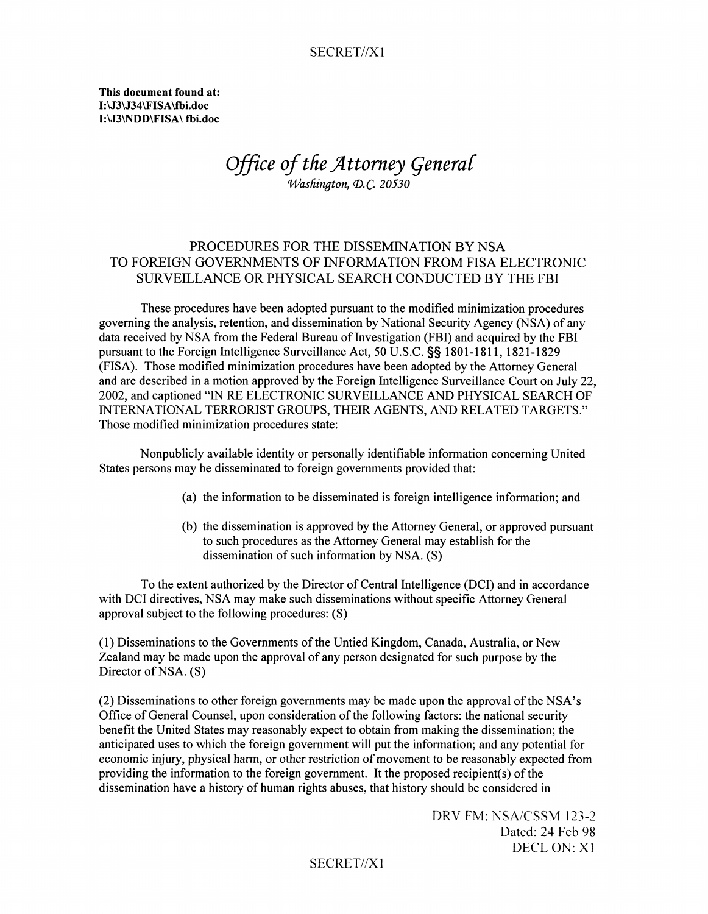SECRET//X1

**This document found at:**
**I:\J3\J34\FISA\fbi.doc**
**I:\J3\NDD\FISA\ fbi.doc**

# *Office of the Attorney General*

*Washington, D.C. 20530*

## PROCEDURES FOR THE DISSEMINATION BY NSA TO FOREIGN GOVERNMENTS OF INFORMATION FROM FISA ELECTRONIC SURVEILLANCE OR PHYSICAL SEARCH CONDUCTED BY THE FBI

These procedures have been adopted pursuant to the modified minimization procedures governing the analysis, retention, and dissemination by National Security Agency (NSA) of any data received by NSA from the Federal Bureau of Investigation (FBI) and acquired by the FBI pursuant to the Foreign Intelligence Surveillance Act, 50 U.S.C. §§ 1801-1811, 1821-1829 (FISA). Those modified minimization procedures have been adopted by the Attorney General and are described in a motion approved by the Foreign Intelligence Surveillance Court on July 22, 2002, and captioned "IN RE ELECTRONIC SURVEILLANCE AND PHYSICAL SEARCH OF INTERNATIONAL TERRORIST GROUPS, THEIR AGENTS, AND RELATED TARGETS." Those modified minimization procedures state:

Nonpublicly available identity or personally identifiable information concerning United States persons may be disseminated to foreign governments provided that:

(a) the information to be disseminated is foreign intelligence information; and

(b) the dissemination is approved by the Attorney General, or approved pursuant to such procedures as the Attorney General may establish for the dissemination of such information by NSA. (S)

To the extent authorized by the Director of Central Intelligence (DCI) and in accordance with DCI directives, NSA may make such disseminations without specific Attorney General approval subject to the following procedures: (S)

(1) Disseminations to the Governments of the Untied Kingdom, Canada, Australia, or New Zealand may be made upon the approval of any person designated for such purpose by the Director of NSA. (S)

(2) Disseminations to other foreign governments may be made upon the approval of the NSA's Office of General Counsel, upon consideration of the following factors: the national security benefit the United States may reasonably expect to obtain from making the dissemination; the anticipated uses to which the foreign government will put the information; and any potential for economic injury, physical harm, or other restriction of movement to be reasonably expected from providing the information to the foreign government. It the proposed recipient(s) of the dissemination have a history of human rights abuses, that history should be considered in

DRV FM: NSA/CSSM 123-2
Dated: 24 Feb 98
DECL ON: X1

SECRET//X1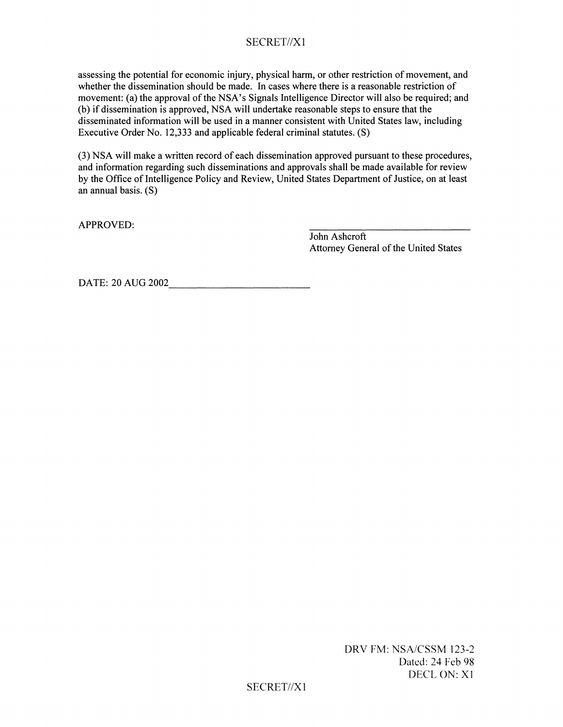assessing the potential for economic injury, physical harm, or other restriction of movement, and whether the dissemination should be made. In cases where there is a reasonable restriction of movement: (a) the approval of the NSA's Signals Intelligence Director will also be required; and (b) if dissemination is approved, NSA will undertake reasonable steps to ensure that the disseminated information will be used in a manner consistent with United States law, including Executive Order No. 12,333 and applicable federal criminal statutes. (S)

(3) NSA will make a written record of each dissemination approved pursuant to these procedures, and information regarding such disseminations and approvals shall be made available for review by the Office of Intelligence Policy and Review, United States Department of Justice, on at least an annual basis. (S)

APPROVED:

\_\_\_\_\_\_\_\_\_\_\_\_\_\_\_\_\_\_\_\_\_\_\_\_\_\_\_\_\_\_

John Ashcroft
Attorney General of the United States

DATE: 20 AUG 2002\_\_\_\_\_\_\_\_\_\_\_\_\_\_\_\_\_\_\_\_\_\_\_\_\_\_

DRV FM: NSA/CSSM 123-2
Dated: 24 Feb 98
DECL ON: X1